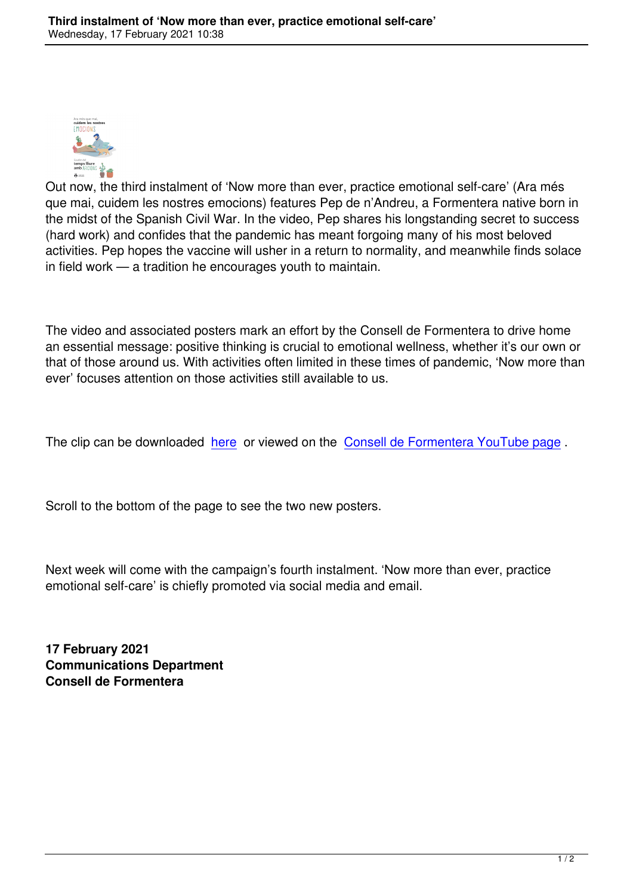Out now, the third instalment of 'Now more than ever, practice emotional self-care' (Ara més que mai, cuidem les nostres emocions) features Pep de n'Andreu, a Formentera native born in the midst of the Spanish Civil War. In the video, Pep shares his longstanding secret to success (hard work) and confides that the pandemic has meant forgoing many of his most beloved activities. Pep hopes the vaccine will usher in a return to normality, and meanwhile finds solace in field work — a tradition he encourages youth to maintain.

The video and associated posters mark an effort by the Consell de Formentera to drive home an essential message: positive thinking is crucial to emotional wellness, whether it's our own or that of those around us. With activities often limited in these times of pandemic, 'Now more than ever' focuses attention on those activities still available to us.

The clip can be downloaded here or viewed on the Consell de Formentera YouTube page .

Scroll to the bottom of the page to see the two new posters.

Next week will come with the campaign's fourth instalment. 'Now more than ever, practice emotional self-care' is chiefly promoted via social media and email.

**17 February 2021**
**Communications Department**
**Consell de Formentera**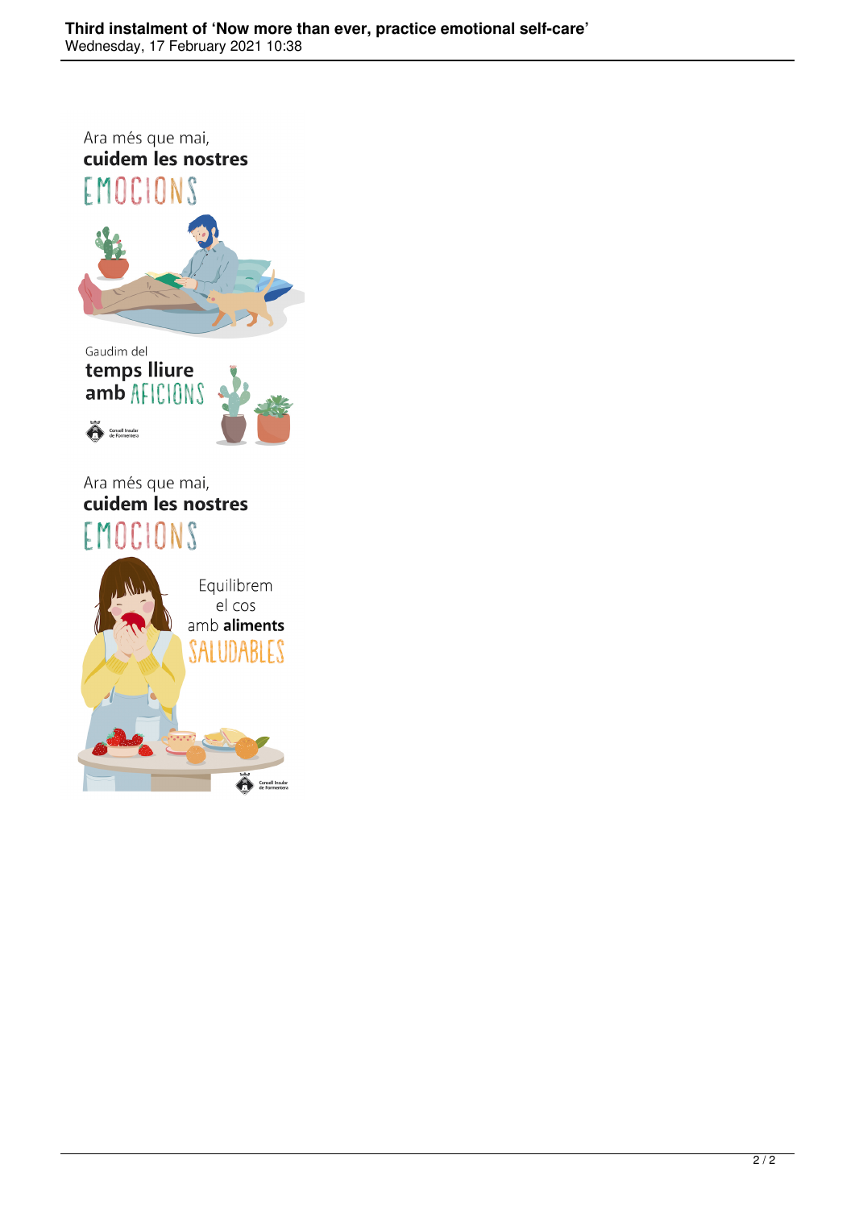Ara més que mai,
**cuidem les nostres**
EMOCIONS

Gaudim del
**temps lliure**
**amb** AFICIONS

Consell Insular de Formentera

Ara més que mai,
**cuidem les nostres**
EMOCIONS

Equilibrem
el cos
amb **aliments**
SALUDABLES

Consell Insular de Formentera